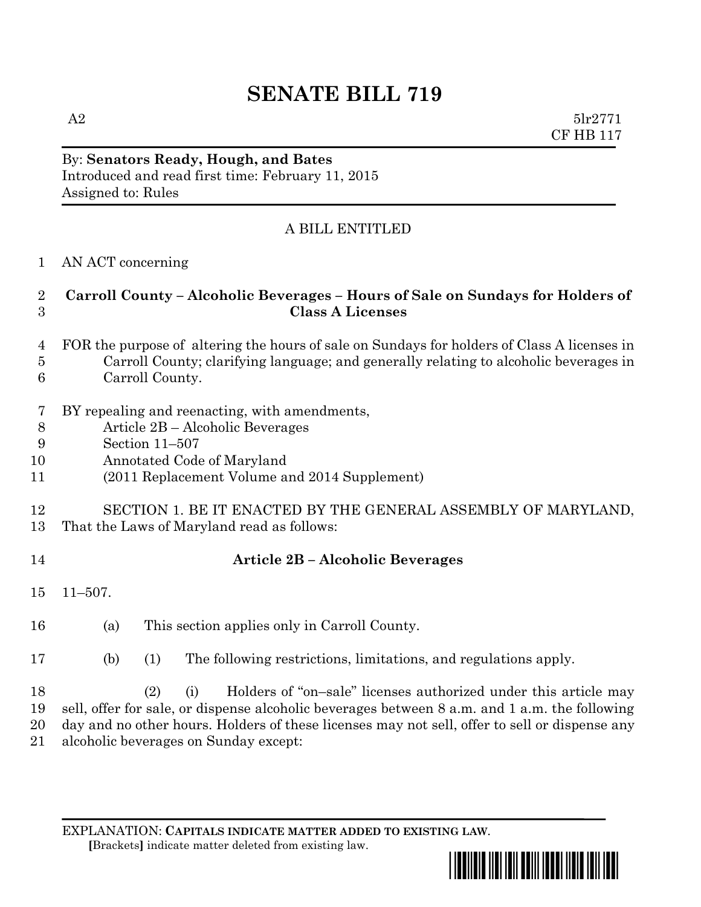# SENATE BILL 719

A2 5lr2771
CF HB 117

By: **Senators Ready, Hough, and Bates**
Introduced and read first time: February 11, 2015
Assigned to: Rules

A BILL ENTITLED

1 AN ACT concerning

2 **Carroll County – Alcoholic Beverages – Hours of Sale on Sundays for Holders of**
3 **Class A Licenses**

4 FOR the purpose of altering the hours of sale on Sundays for holders of Class A licenses in
5 Carroll County; clarifying language; and generally relating to alcoholic beverages in
6 Carroll County.

7 BY repealing and reenacting, with amendments,
8 Article 2B – Alcoholic Beverages
9 Section 11–507
10 Annotated Code of Maryland
11 (2011 Replacement Volume and 2014 Supplement)

12 SECTION 1. BE IT ENACTED BY THE GENERAL ASSEMBLY OF MARYLAND,
13 That the Laws of Maryland read as follows:

14 **Article 2B – Alcoholic Beverages**

15 11–507.

16 (a) This section applies only in Carroll County.

17 (b) (1) The following restrictions, limitations, and regulations apply.

18 (2) (i) Holders of "on–sale" licenses authorized under this article may
19 sell, offer for sale, or dispense alcoholic beverages between 8 a.m. and 1 a.m. the following
20 day and no other hours. Holders of these licenses may not sell, offer to sell or dispense any
21 alcoholic beverages on Sunday except:

EXPLANATION: **CAPITALS INDICATE MATTER ADDED TO EXISTING LAW**.
**[**Brackets**]** indicate matter deleted from existing law.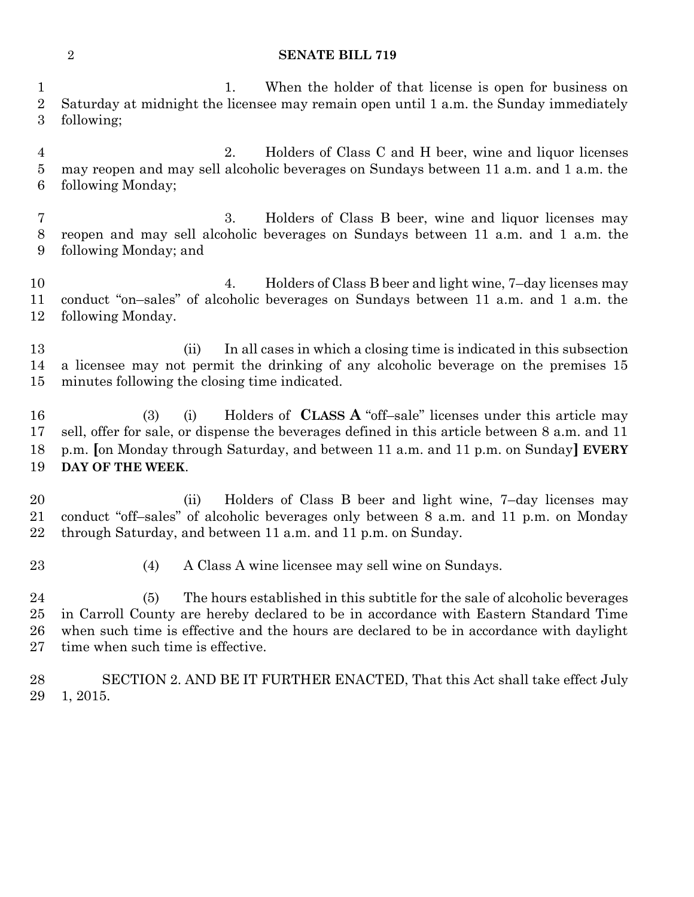1. When the holder of that license is open for business on Saturday at midnight the licensee may remain open until 1 a.m. the Sunday immediately following;

2. Holders of Class C and H beer, wine and liquor licenses may reopen and may sell alcoholic beverages on Sundays between 11 a.m. and 1 a.m. the following Monday;

3. Holders of Class B beer, wine and liquor licenses may reopen and may sell alcoholic beverages on Sundays between 11 a.m. and 1 a.m. the following Monday; and

4. Holders of Class B beer and light wine, 7–day licenses may conduct "on–sales" of alcoholic beverages on Sundays between 11 a.m. and 1 a.m. the following Monday.

(ii) In all cases in which a closing time is indicated in this subsection a licensee may not permit the drinking of any alcoholic beverage on the premises 15 minutes following the closing time indicated.

(3) (i) Holders of **CLASS A** "off–sale" licenses under this article may sell, offer for sale, or dispense the beverages defined in this article between 8 a.m. and 11 p.m. **[**on Monday through Saturday, and between 11 a.m. and 11 p.m. on Sunday**] EVERY DAY OF THE WEEK**.

(ii) Holders of Class B beer and light wine, 7–day licenses may conduct "off–sales" of alcoholic beverages only between 8 a.m. and 11 p.m. on Monday through Saturday, and between 11 a.m. and 11 p.m. on Sunday.

(4) A Class A wine licensee may sell wine on Sundays.

(5) The hours established in this subtitle for the sale of alcoholic beverages in Carroll County are hereby declared to be in accordance with Eastern Standard Time when such time is effective and the hours are declared to be in accordance with daylight time when such time is effective.

SECTION 2. AND BE IT FURTHER ENACTED, That this Act shall take effect July 1, 2015.